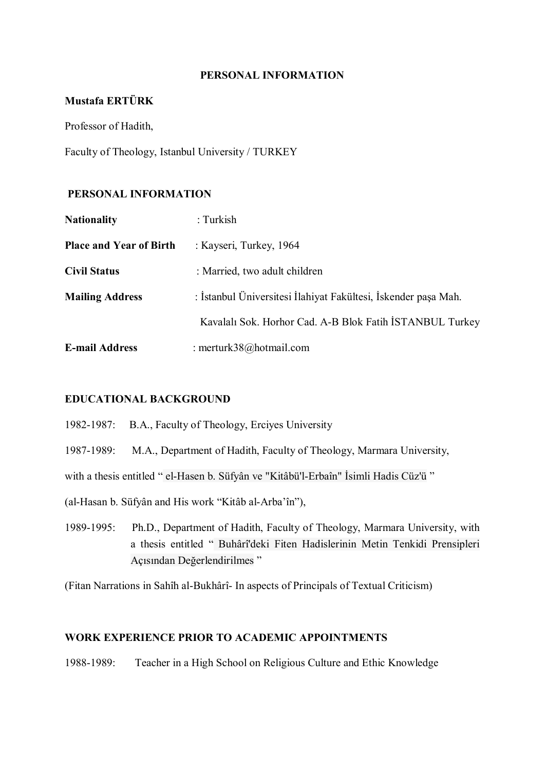**PERSONAL INFORMATION**

**Mustafa ERTÜRK**

Professor of Hadith,

Faculty of Theology, Istanbul University / TURKEY

**PERSONAL INFORMATION**

| | |
|---|---|
| **Nationality** | : Turkish |
| **Place and Year of Birth** | : Kayseri, Turkey, 1964 |
| **Civil Status** | : Married, two adult children |
| **Mailing Address** | : İstanbul Üniversitesi İlahiyat Fakültesi, İskender paşa Mah. Kavalalı Sok. Horhor Cad. A-B Blok Fatih İSTANBUL Turkey |
| **E-mail Address** | : merturk38@hotmail.com |

**EDUCATIONAL BACKGROUND**

1982-1987: B.A., Faculty of Theology, Erciyes University

1987-1989: M.A., Department of Hadith, Faculty of Theology, Marmara University, with a thesis entitled " el-Hasen b. Süfyân ve "Kitâbü'l-Erbaîn" İsimli Hadis Cüz'ü "

(al-Hasan b. Süfyân and His work "Kitâb al-Arba'în"),

1989-1995: Ph.D., Department of Hadith, Faculty of Theology, Marmara University, with a thesis entitled " Buhârî'deki Fiten Hadislerinin Metin Tenkidi Prensipleri Açısından Değerlendirilmes "

(Fitan Narrations in Sahîh al-Bukhârî- In aspects of Principals of Textual Criticism)

**WORK EXPERIENCE PRIOR TO ACADEMIC APPOINTMENTS**

1988-1989: Teacher in a High School on Religious Culture and Ethic Knowledge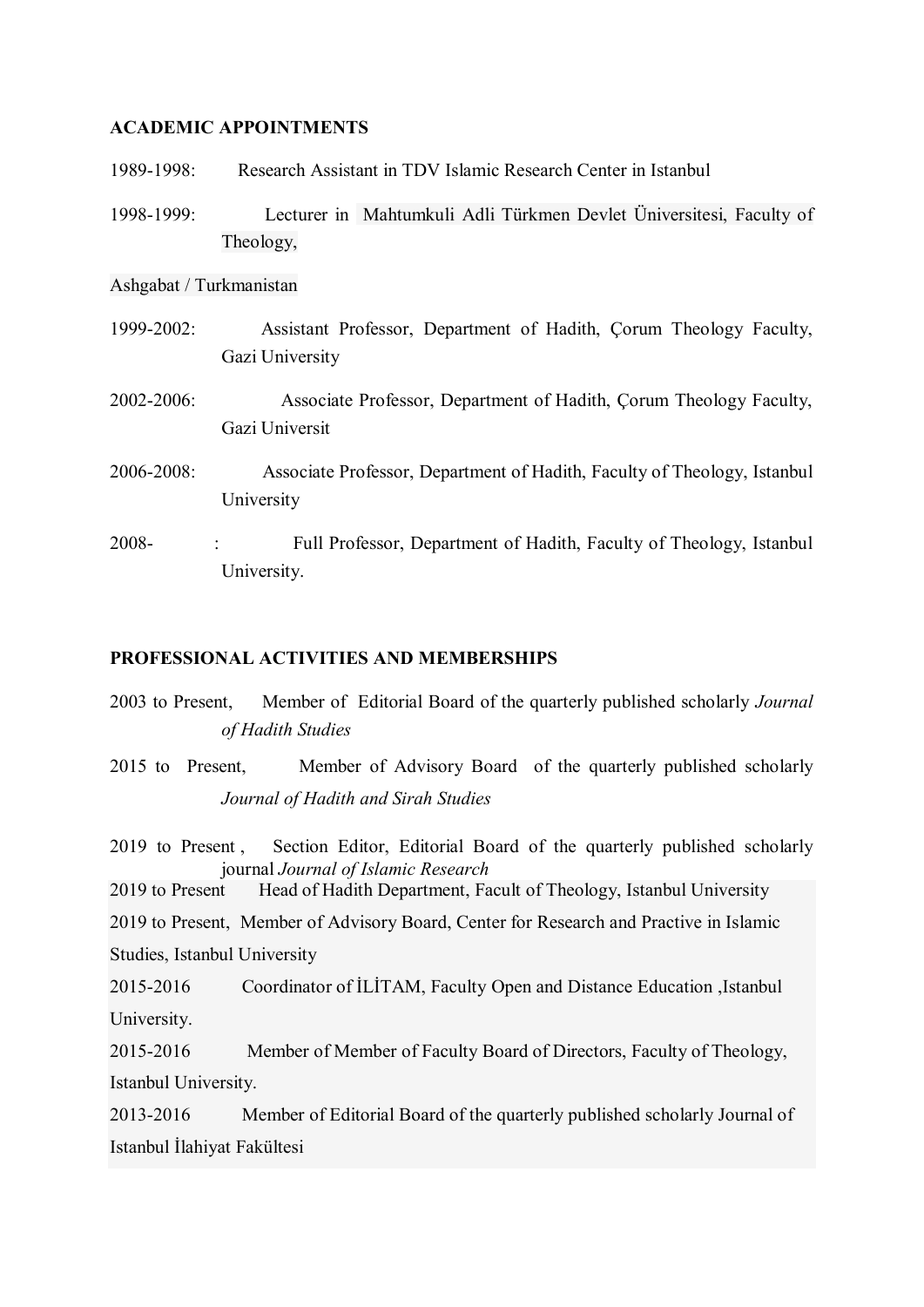## ACADEMIC APPOINTMENTS

1989-1998: Research Assistant in TDV Islamic Research Center in Istanbul

1998-1999: Lecturer in Mahtumkuli Adli Türkmen Devlet Üniversitesi, Faculty of Theology,

Ashgabat / Turkmanistan

1999-2002: Assistant Professor, Department of Hadith, Çorum Theology Faculty, Gazi University

2002-2006: Associate Professor, Department of Hadith, Çorum Theology Faculty, Gazi Universit

2006-2008: Associate Professor, Department of Hadith, Faculty of Theology, Istanbul University

2008- : Full Professor, Department of Hadith, Faculty of Theology, Istanbul University.

## PROFESSIONAL ACTIVITIES AND MEMBERSHIPS

2003 to Present, Member of Editorial Board of the quarterly published scholarly *Journal of Hadith Studies*

2015 to Present, Member of Advisory Board of the quarterly published scholarly *Journal of Hadith and Sirah Studies*

2019 to Present , Section Editor, Editorial Board of the quarterly published scholarly journal *Journal of Islamic Research*

2019 to Present Head of Hadith Department, Facult of Theology, Istanbul University

2019 to Present, Member of Advisory Board, Center for Research and Practive in Islamic Studies, Istanbul University

2015-2016 Coordinator of İLİTAM, Faculty Open and Distance Education ,Istanbul University.

2015-2016 Member of Member of Faculty Board of Directors, Faculty of Theology, Istanbul University.

2013-2016 Member of Editorial Board of the quarterly published scholarly Journal of Istanbul İlahiyat Fakültesi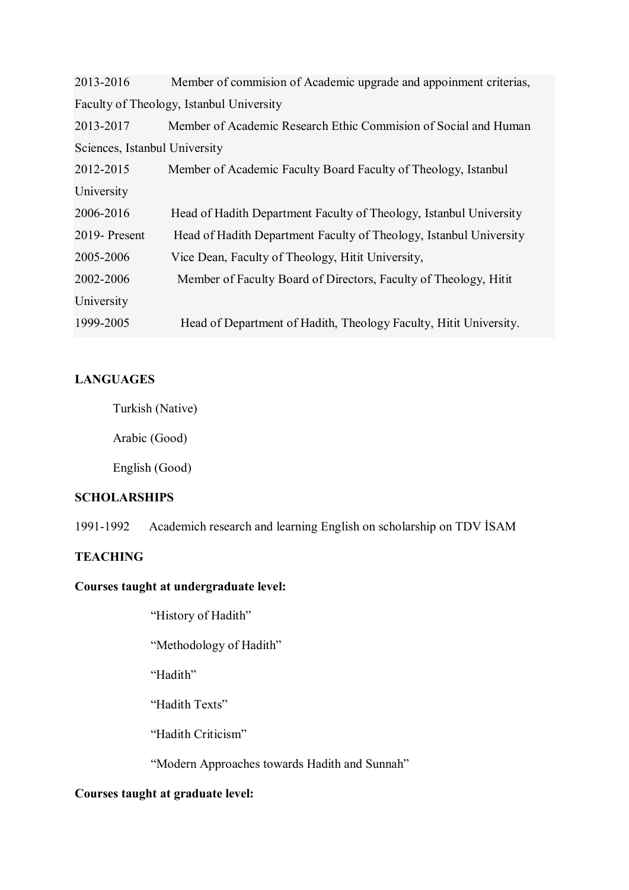2013-2016 Member of commision of Academic upgrade and appoinment criterias, Faculty of Theology, Istanbul University

2013-2017 Member of Academic Research Ethic Commision of Social and Human Sciences, Istanbul University

2012-2015 Member of Academic Faculty Board Faculty of Theology, Istanbul University

2006-2016 Head of Hadith Department Faculty of Theology, Istanbul University

2019- Present Head of Hadith Department Faculty of Theology, Istanbul University

2005-2006 Vice Dean, Faculty of Theology, Hitit University,

2002-2006 Member of Faculty Board of Directors, Faculty of Theology, Hitit University

1999-2005 Head of Department of Hadith, Theology Faculty, Hitit University.

**LANGUAGES**

Turkish (Native)

Arabic (Good)

English (Good)

**SCHOLARSHIPS**

1991-1992 Academich research and learning English on scholarship on TDV İSAM

**TEACHING**

**Courses taught at undergraduate level:**

"History of Hadith"

"Methodology of Hadith"

"Hadith"

"Hadith Texts"

"Hadith Criticism"

"Modern Approaches towards Hadith and Sunnah"

**Courses taught at graduate level:**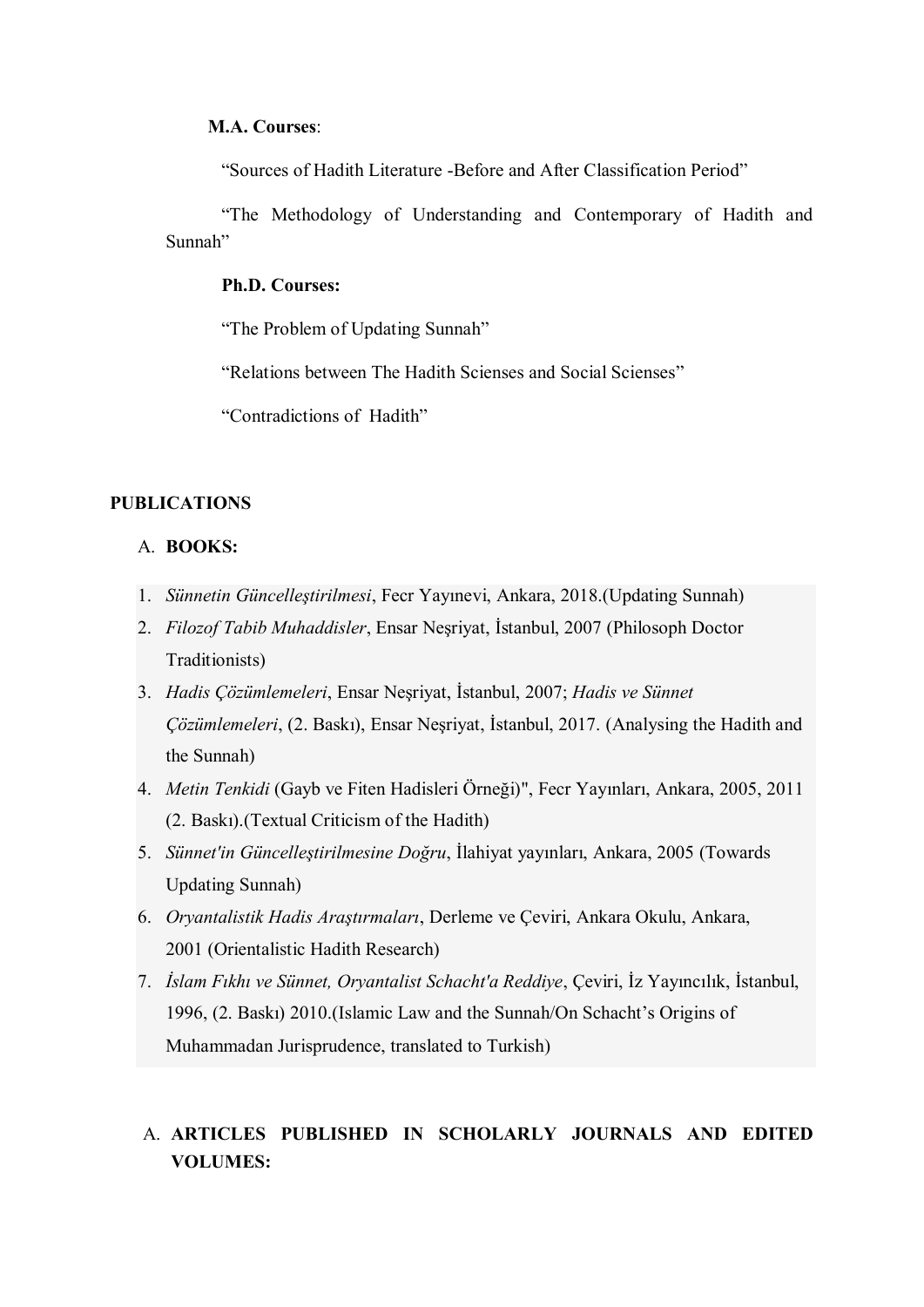**M.A. Courses**:

"Sources of Hadith Literature -Before and After Classification Period"

"The Methodology of Understanding and Contemporary of Hadith and Sunnah"

**Ph.D. Courses:**

"The Problem of Updating Sunnah"

"Relations between The Hadith Sciences and Social Sciences"

"Contradictions of Hadith"

**PUBLICATIONS**

A. **BOOKS:**

1. *Sünnetin Güncelleştirilmesi*, Fecr Yayınevi, Ankara, 2018.(Updating Sunnah)
2. *Filozof Tabib Muhaddisler*, Ensar Neşriyat, İstanbul, 2007 (Philosoph Doctor Traditionists)
3. *Hadis Çözümlemeleri*, Ensar Neşriyat, İstanbul, 2007; *Hadis ve Sünnet Çözümlemeleri*, (2. Baskı), Ensar Neşriyat, İstanbul, 2017. (Analysing the Hadith and the Sunnah)
4. *Metin Tenkidi* (Gayb ve Fiten Hadisleri Örneği)", Fecr Yayınları, Ankara, 2005, 2011 (2. Baskı).(Textual Criticism of the Hadith)
5. *Sünnet'in Güncelleştirilmesine Doğru*, İlahiyat yayınları, Ankara, 2005 (Towards Updating Sunnah)
6. *Oryantalistik Hadis Araştırmaları*, Derleme ve Çeviri, Ankara Okulu, Ankara, 2001 (Orientalistic Hadith Research)
7. *İslam Fıkhı ve Sünnet, Oryantalist Schacht'a Reddiye*, Çeviri, İz Yayıncılık, İstanbul, 1996, (2. Baskı) 2010.(Islamic Law and the Sunnah/On Schacht's Origins of Muhammadan Jurisprudence, translated to Turkish)

A. **ARTICLES PUBLISHED IN SCHOLARLY JOURNALS AND EDITED VOLUMES:**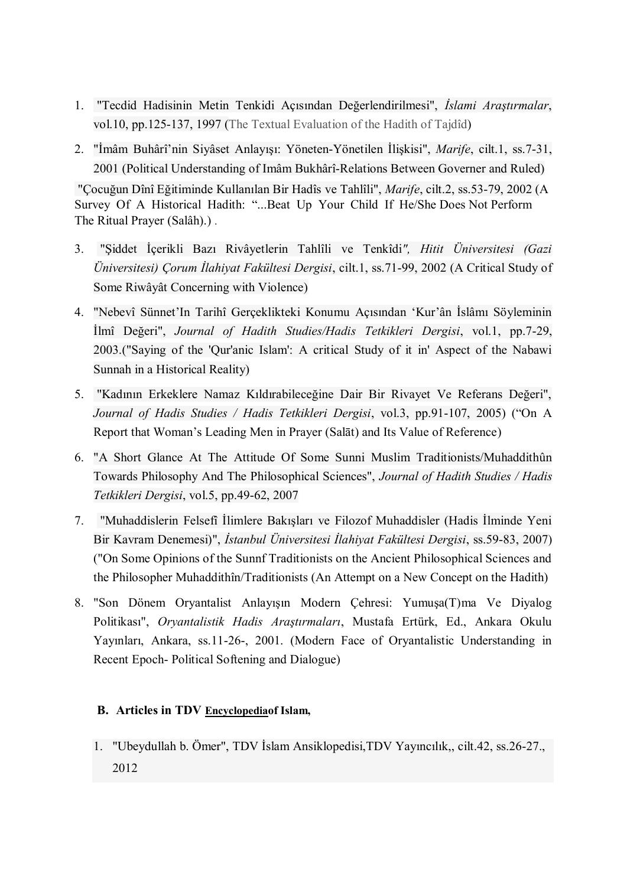1. "Tecdid Hadisinin Metin Tenkidi Açısından Değerlendirilmesi", *İslami Araştırmalar*, vol.10, pp.125-137, 1997 (The Textual Evaluation of the Hadith of Tajdîd)
2. "İmâm Buhârî'nin Siyâset Anlayışı: Yöneten-Yönetilen İlişkisi", *Marife*, cilt.1, ss.7-31, 2001 (Political Understanding of Imâm Bukhârî-Relations Between Governer and Ruled)

"Çocuğun Dînî Eğitiminde Kullanılan Bir Hadîs ve Tahlîli", *Marife*, cilt.2, ss.53-79, 2002 (A Survey Of A Historical Hadith: "...Beat Up Your Child If He/She Does Not Perform The Ritual Prayer (Salâh).) .

3. "Şiddet İçerikli Bazı Rivâyetlerin Tahlîli ve Tenkîdi*", Hitit Üniversitesi (Gazi Üniversitesi) Çorum İlahiyat Fakültesi Dergisi*, cilt.1, ss.71-99, 2002 (A Critical Study of Some Riwâyât Concerning with Violence)
4. "Nebevî Sünnet'In Tarihî Gerçeklikteki Konumu Açısından 'Kur'ân İslâmı Söyleminin İlmî Değeri", *Journal of Hadith Studies/Hadis Tetkikleri Dergisi*, vol.1, pp.7-29, 2003.("Saying of the 'Qur'anic Islam': A critical Study of it in' Aspect of the Nabawi Sunnah in a Historical Reality)
5. "Kadının Erkeklere Namaz Kıldırabileceğine Dair Bir Rivayet Ve Referans Değeri", *Journal of Hadis Studies / Hadis Tetkikleri Dergisi*, vol.3, pp.91-107, 2005) ("On A Report that Woman's Leading Men in Prayer (Salāt) and Its Value of Reference)
6. "A Short Glance At The Attitude Of Some Sunni Muslim Traditionists/Muhaddithûn Towards Philosophy And The Philosophical Sciences", *Journal of Hadith Studies / Hadis Tetkikleri Dergisi*, vol.5, pp.49-62, 2007
7. "Muhaddislerin Felsefî İlimlere Bakışları ve Filozof Muhaddisler (Hadis İlminde Yeni Bir Kavram Denemesi)", *İstanbul Üniversitesi İlahiyat Fakültesi Dergisi*, ss.59-83, 2007) ("On Some Opinions of the Sunnf Traditionists on the Ancient Philosophical Sciences and the Philosopher Muhaddithîn/Traditionists (An Attempt on a New Concept on the Hadith)
8. "Son Dönem Oryantalist Anlayışın Modern Çehresi: Yumuşa(T)ma Ve Diyalog Politikası", *Oryantalistik Hadis Araştırmaları*, Mustafa Ertürk, Ed., Ankara Okulu Yayınları, Ankara, ss.11-26-, 2001. (Modern Face of Oryantalistic Understanding in Recent Epoch- Political Softening and Dialogue)

**B. Articles in TDV Encyclopediaof Islam,**

1. "Ubeydullah b. Ömer", TDV İslam Ansiklopedisi,TDV Yayıncılık,, cilt.42, ss.26-27., 2012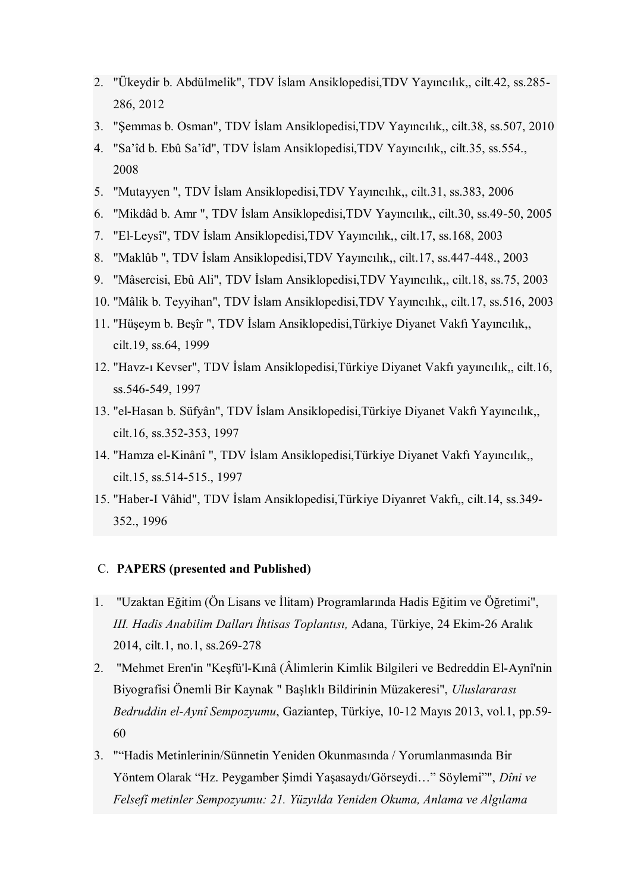2. "Ükeydir b. Abdülmelik", TDV İslam Ansiklopedisi,TDV Yayıncılık,, cilt.42, ss.285-286, 2012
3. "Şemmas b. Osman", TDV İslam Ansiklopedisi,TDV Yayıncılık,, cilt.38, ss.507, 2010
4. "Sa'îd b. Ebû Sa'îd", TDV İslam Ansiklopedisi,TDV Yayıncılık,, cilt.35, ss.554., 2008
5. "Mutayyen ", TDV İslam Ansiklopedisi,TDV Yayıncılık,, cilt.31, ss.383, 2006
6. "Mikdâd b. Amr ", TDV İslam Ansiklopedisi,TDV Yayıncılık,, cilt.30, ss.49-50, 2005
7. "El-Leysî", TDV İslam Ansiklopedisi,TDV Yayıncılık,, cilt.17, ss.168, 2003
8. "Maklûb ", TDV İslam Ansiklopedisi,TDV Yayıncılık,, cilt.17, ss.447-448., 2003
9. "Mâsercisi, Ebû Ali", TDV İslam Ansiklopedisi,TDV Yayıncılık,, cilt.18, ss.75, 2003
10. "Mâlik b. Teyyihan", TDV İslam Ansiklopedisi,TDV Yayıncılık,, cilt.17, ss.516, 2003
11. "Hüşeym b. Beşîr ", TDV İslam Ansiklopedisi,Türkiye Diyanet Vakfı Yayıncılık,, cilt.19, ss.64, 1999
12. "Havz-ı Kevser", TDV İslam Ansiklopedisi,Türkiye Diyanet Vakfı yayıncılık,, cilt.16, ss.546-549, 1997
13. "el-Hasan b. Süfyân", TDV İslam Ansiklopedisi,Türkiye Diyanet Vakfı Yayıncılık,, cilt.16, ss.352-353, 1997
14. "Hamza el-Kinânî ", TDV İslam Ansiklopedisi,Türkiye Diyanet Vakfı Yayıncılık,, cilt.15, ss.514-515., 1997
15. "Haber-I Vâhid", TDV İslam Ansiklopedisi,Türkiye Diyanret Vakfı,, cilt.14, ss.349-352., 1996

## C. **PAPERS (presented and Published)**

1. "Uzaktan Eğitim (Ön Lisans ve İlitam) Programlarında Hadis Eğitim ve Öğretimi", *III. Hadis Anabilim Dalları İhtisas Toplantısı,* Adana, Türkiye, 24 Ekim-26 Aralık 2014, cilt.1, no.1, ss.269-278
2. "Mehmet Eren'in "Keşfü'l-Kınâ (Âlimlerin Kimlik Bilgileri ve Bedreddin El-Aynî'nin Biyografisi Önemli Bir Kaynak " Başlıklı Bildirinin Müzakeresi", *Uluslararası Bedruddin el-Aynî Sempozyumu*, Gaziantep, Türkiye, 10-12 Mayıs 2013, vol.1, pp.59-60
3. "“Hadis Metinlerinin/Sünnetin Yeniden Okunmasında / Yorumlanmasında Bir Yöntem Olarak “Hz. Peygamber Şimdi Yaşasaydı/Görseydi…” Söylemi”", *Dînî ve Felsefî metinler Sempozyumu: 21. Yüzyılda Yeniden Okuma, Anlama ve Algılama*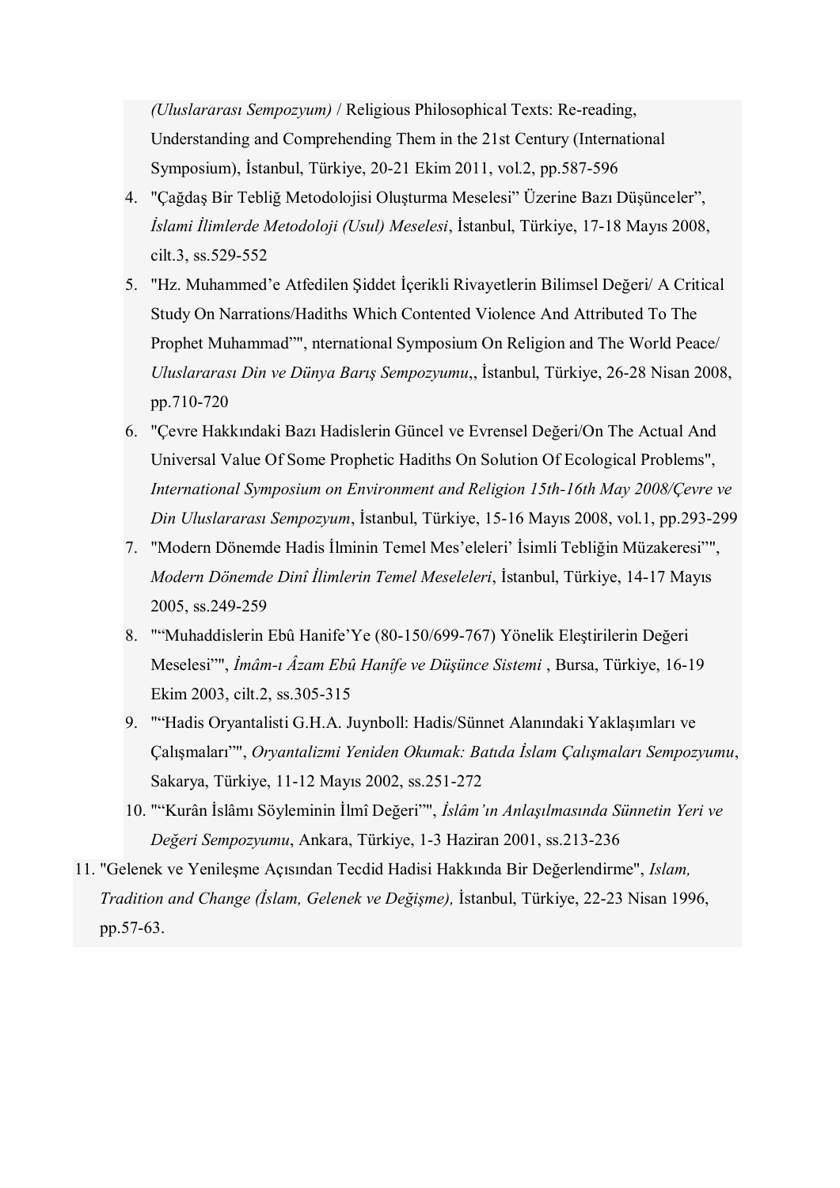*(Uluslararası Sempozyum)* / Religious Philosophical Texts: Re-reading, Understanding and Comprehending Them in the 21st Century (International Symposium), İstanbul, Türkiye, 20-21 Ekim 2011, vol.2, pp.587-596

4. "Çağdaş Bir Tebliğ Metodolojisi Oluşturma Meselesi" Üzerine Bazı Düşünceler", *İslami İlimlerde Metodoloji (Usul) Meselesi*, İstanbul, Türkiye, 17-18 Mayıs 2008, cilt.3, ss.529-552
5. "Hz. Muhammed'e Atfedilen Şiddet İçerikli Rivayetlerin Bilimsel Değeri/ A Critical Study On Narrations/Hadiths Which Contented Violence And Attributed To The Prophet Muhammad"", nternational Symposium On Religion and The World Peace/ *Uluslararası Din ve Dünya Barış Sempozyumu*,, İstanbul, Türkiye, 26-28 Nisan 2008, pp.710-720
6. "Çevre Hakkındaki Bazı Hadislerin Güncel ve Evrensel Değeri/On The Actual And Universal Value Of Some Prophetic Hadiths On Solution Of Ecological Problems", *International Symposium on Environment and Religion 15th-16th May 2008/Çevre ve Din Uluslararası Sempozyum*, İstanbul, Türkiye, 15-16 Mayıs 2008, vol.1, pp.293-299
7. "Modern Dönemde Hadis İlminin Temel Mes'eleleri' İsimli Tebliğin Müzakeresi"", *Modern Dönemde Dinî İlimlerin Temel Meseleleri*, İstanbul, Türkiye, 14-17 Mayıs 2005, ss.249-259
8. ""Muhaddislerin Ebû Hanife'Ye (80-150/699-767) Yönelik Eleştirilerin Değeri Meselesi"", *İmâm-ı Âzam Ebû Hanîfe ve Düşünce Sistemi* , Bursa, Türkiye, 16-19 Ekim 2003, cilt.2, ss.305-315
9. ""Hadis Oryantalisti G.H.A. Juynboll: Hadis/Sünnet Alanındaki Yaklaşımları ve Çalışmaları"", *Oryantalizmi Yeniden Okumak: Batıda İslam Çalışmaları Sempozyumu*, Sakarya, Türkiye, 11-12 Mayıs 2002, ss.251-272
10. ""Kurân İslâmı Söyleminin İlmî Değeri"", *İslâm'ın Anlaşılmasında Sünnetin Yeri ve Değeri Sempozyumu*, Ankara, Türkiye, 1-3 Haziran 2001, ss.213-236
11. "Gelenek ve Yenileşme Açısından Tecdid Hadisi Hakkında Bir Değerlendirme", *Islam, Tradition and Change (İslam, Gelenek ve Değişme),* İstanbul, Türkiye, 22-23 Nisan 1996, pp.57-63.